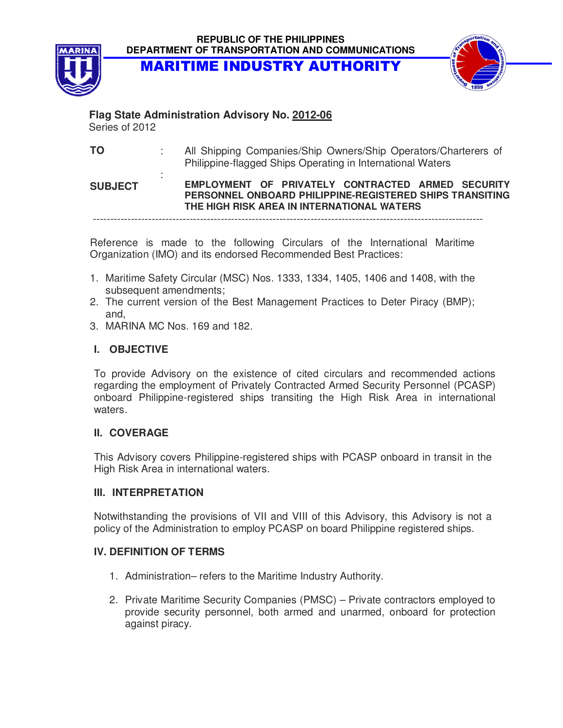REPUBLIC OF THE PHILIPPINES
DEPARTMENT OF TRANSPORTATION AND COMMUNICATIONS

# MARITIME INDUSTRY AUTHORITY

**Flag State Administration Advisory No. 2012-06**
Series of 2012

**TO** : All Shipping Companies/Ship Owners/Ship Operators/Charterers of Philippine-flagged Ships Operating in International Waters

**SUBJECT** : **EMPLOYMENT OF PRIVATELY CONTRACTED ARMED SECURITY PERSONNEL ONBOARD PHILIPPINE-REGISTERED SHIPS TRANSITING THE HIGH RISK AREA IN INTERNATIONAL WATERS**

---

Reference is made to the following Circulars of the International Maritime Organization (IMO) and its endorsed Recommended Best Practices:

1. Maritime Safety Circular (MSC) Nos. 1333, 1334, 1405, 1406 and 1408, with the subsequent amendments;
2. The current version of the Best Management Practices to Deter Piracy (BMP); and,
3. MARINA MC Nos. 169 and 182.

## I. OBJECTIVE

To provide Advisory on the existence of cited circulars and recommended actions regarding the employment of Privately Contracted Armed Security Personnel (PCASP) onboard Philippine-registered ships transiting the High Risk Area in international waters.

## II. COVERAGE

This Advisory covers Philippine-registered ships with PCASP onboard in transit in the High Risk Area in international waters.

## III. INTERPRETATION

Notwithstanding the provisions of VII and VIII of this Advisory, this Advisory is not a policy of the Administration to employ PCASP on board Philippine registered ships.

## IV. DEFINITION OF TERMS

1. Administration– refers to the Maritime Industry Authority.
2. Private Maritime Security Companies (PMSC) – Private contractors employed to provide security personnel, both armed and unarmed, onboard for protection against piracy.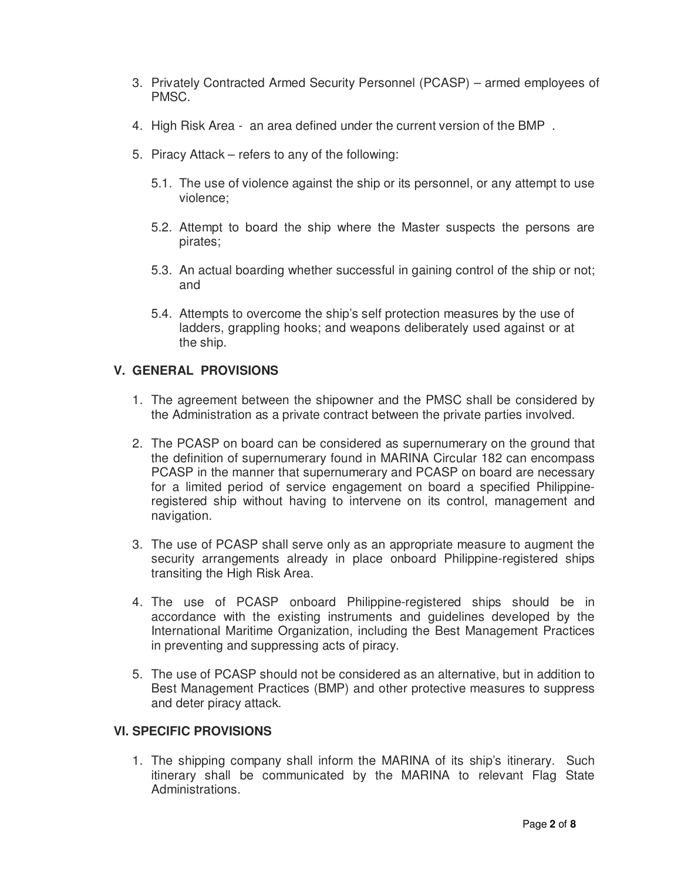3. Privately Contracted Armed Security Personnel (PCASP) – armed employees of PMSC.

4. High Risk Area - an area defined under the current version of the BMP .

5. Piracy Attack – refers to any of the following:

   5.1. The use of violence against the ship or its personnel, or any attempt to use violence;

   5.2. Attempt to board the ship where the Master suspects the persons are pirates;

   5.3. An actual boarding whether successful in gaining control of the ship or not; and

   5.4. Attempts to overcome the ship's self protection measures by the use of ladders, grappling hooks; and weapons deliberately used against or at the ship.

## V. GENERAL PROVISIONS

1. The agreement between the shipowner and the PMSC shall be considered by the Administration as a private contract between the private parties involved.

2. The PCASP on board can be considered as supernumerary on the ground that the definition of supernumerary found in MARINA Circular 182 can encompass PCASP in the manner that supernumerary and PCASP on board are necessary for a limited period of service engagement on board a specified Philippine-registered ship without having to intervene on its control, management and navigation.

3. The use of PCASP shall serve only as an appropriate measure to augment the security arrangements already in place onboard Philippine-registered ships transiting the High Risk Area.

4. The use of PCASP onboard Philippine-registered ships should be in accordance with the existing instruments and guidelines developed by the International Maritime Organization, including the Best Management Practices in preventing and suppressing acts of piracy.

5. The use of PCASP should not be considered as an alternative, but in addition to Best Management Practices (BMP) and other protective measures to suppress and deter piracy attack.

## VI. SPECIFIC PROVISIONS

1. The shipping company shall inform the MARINA of its ship's itinerary. Such itinerary shall be communicated by the MARINA to relevant Flag State Administrations.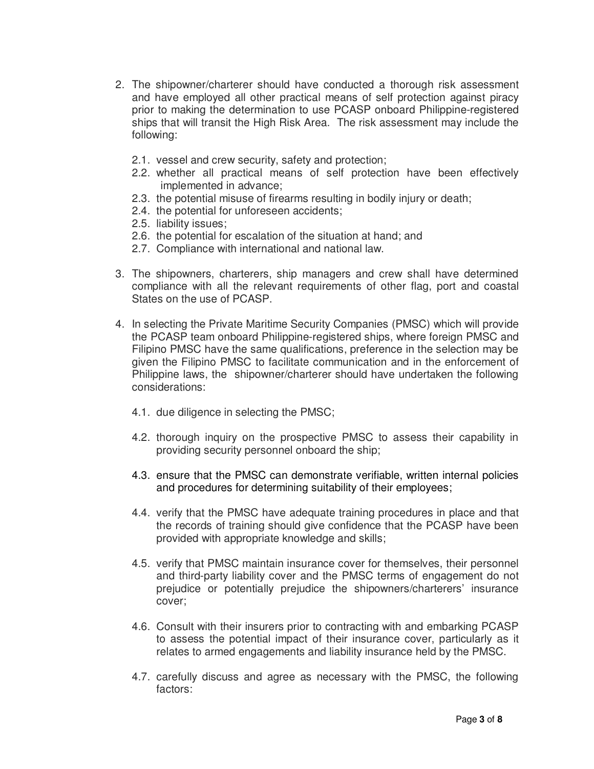2. The shipowner/charterer should have conducted a thorough risk assessment and have employed all other practical means of self protection against piracy prior to making the determination to use PCASP onboard Philippine-registered ships that will transit the High Risk Area. The risk assessment may include the following:

   2.1. vessel and crew security, safety and protection;
   2.2. whether all practical means of self protection have been effectively implemented in advance;
   2.3. the potential misuse of firearms resulting in bodily injury or death;
   2.4. the potential for unforeseen accidents;
   2.5. liability issues;
   2.6. the potential for escalation of the situation at hand; and
   2.7. Compliance with international and national law.

3. The shipowners, charterers, ship managers and crew shall have determined compliance with all the relevant requirements of other flag, port and coastal States on the use of PCASP.

4. In selecting the Private Maritime Security Companies (PMSC) which will provide the PCASP team onboard Philippine-registered ships, where foreign PMSC and Filipino PMSC have the same qualifications, preference in the selection may be given the Filipino PMSC to facilitate communication and in the enforcement of Philippine laws, the shipowner/charterer should have undertaken the following considerations:

   4.1. due diligence in selecting the PMSC;

   4.2. thorough inquiry on the prospective PMSC to assess their capability in providing security personnel onboard the ship;

   4.3. ensure that the PMSC can demonstrate verifiable, written internal policies and procedures for determining suitability of their employees;

   4.4. verify that the PMSC have adequate training procedures in place and that the records of training should give confidence that the PCASP have been provided with appropriate knowledge and skills;

   4.5. verify that PMSC maintain insurance cover for themselves, their personnel and third-party liability cover and the PMSC terms of engagement do not prejudice or potentially prejudice the shipowners/charterers' insurance cover;

   4.6. Consult with their insurers prior to contracting with and embarking PCASP to assess the potential impact of their insurance cover, particularly as it relates to armed engagements and liability insurance held by the PMSC.

   4.7. carefully discuss and agree as necessary with the PMSC, the following factors: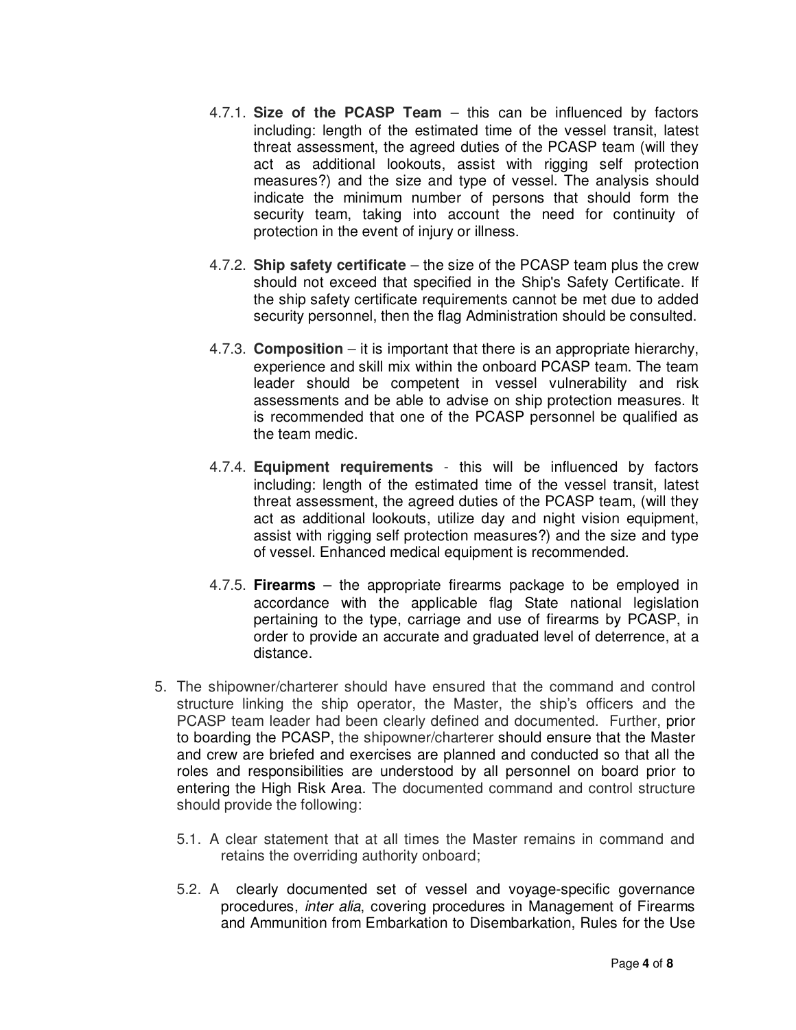4.7.1. **Size of the PCASP Team** – this can be influenced by factors including: length of the estimated time of the vessel transit, latest threat assessment, the agreed duties of the PCASP team (will they act as additional lookouts, assist with rigging self protection measures?) and the size and type of vessel. The analysis should indicate the minimum number of persons that should form the security team, taking into account the need for continuity of protection in the event of injury or illness.

4.7.2. **Ship safety certificate** – the size of the PCASP team plus the crew should not exceed that specified in the Ship's Safety Certificate. If the ship safety certificate requirements cannot be met due to added security personnel, then the flag Administration should be consulted.

4.7.3. **Composition** – it is important that there is an appropriate hierarchy, experience and skill mix within the onboard PCASP team. The team leader should be competent in vessel vulnerability and risk assessments and be able to advise on ship protection measures. It is recommended that one of the PCASP personnel be qualified as the team medic.

4.7.4. **Equipment requirements** - this will be influenced by factors including: length of the estimated time of the vessel transit, latest threat assessment, the agreed duties of the PCASP team, (will they act as additional lookouts, utilize day and night vision equipment, assist with rigging self protection measures?) and the size and type of vessel. Enhanced medical equipment is recommended.

4.7.5. **Firearms** – the appropriate firearms package to be employed in accordance with the applicable flag State national legislation pertaining to the type, carriage and use of firearms by PCASP, in order to provide an accurate and graduated level of deterrence, at a distance.

5. The shipowner/charterer should have ensured that the command and control structure linking the ship operator, the Master, the ship's officers and the PCASP team leader had been clearly defined and documented. Further, prior to boarding the PCASP, the shipowner/charterer should ensure that the Master and crew are briefed and exercises are planned and conducted so that all the roles and responsibilities are understood by all personnel on board prior to entering the High Risk Area. The documented command and control structure should provide the following:

   5.1. A clear statement that at all times the Master remains in command and retains the overriding authority onboard;

   5.2. A clearly documented set of vessel and voyage-specific governance procedures, *inter alia*, covering procedures in Management of Firearms and Ammunition from Embarkation to Disembarkation, Rules for the Use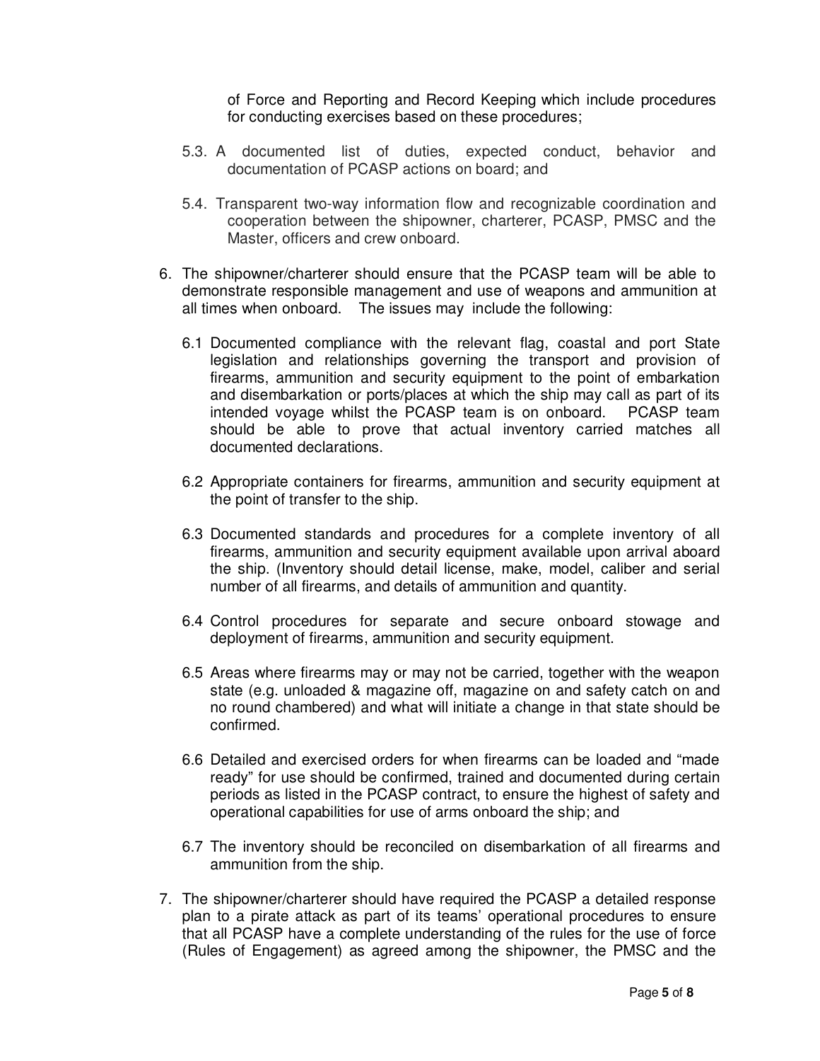of Force and Reporting and Record Keeping which include procedures for conducting exercises based on these procedures;

5.3. A documented list of duties, expected conduct, behavior and documentation of PCASP actions on board; and

5.4. Transparent two-way information flow and recognizable coordination and cooperation between the shipowner, charterer, PCASP, PMSC and the Master, officers and crew onboard.

6. The shipowner/charterer should ensure that the PCASP team will be able to demonstrate responsible management and use of weapons and ammunition at all times when onboard. The issues may include the following:

   6.1 Documented compliance with the relevant flag, coastal and port State legislation and relationships governing the transport and provision of firearms, ammunition and security equipment to the point of embarkation and disembarkation or ports/places at which the ship may call as part of its intended voyage whilst the PCASP team is on onboard. PCASP team should be able to prove that actual inventory carried matches all documented declarations.

   6.2 Appropriate containers for firearms, ammunition and security equipment at the point of transfer to the ship.

   6.3 Documented standards and procedures for a complete inventory of all firearms, ammunition and security equipment available upon arrival aboard the ship. (Inventory should detail license, make, model, caliber and serial number of all firearms, and details of ammunition and quantity.

   6.4 Control procedures for separate and secure onboard stowage and deployment of firearms, ammunition and security equipment.

   6.5 Areas where firearms may or may not be carried, together with the weapon state (e.g. unloaded & magazine off, magazine on and safety catch on and no round chambered) and what will initiate a change in that state should be confirmed.

   6.6 Detailed and exercised orders for when firearms can be loaded and "made ready" for use should be confirmed, trained and documented during certain periods as listed in the PCASP contract, to ensure the highest of safety and operational capabilities for use of arms onboard the ship; and

   6.7 The inventory should be reconciled on disembarkation of all firearms and ammunition from the ship.

7. The shipowner/charterer should have required the PCASP a detailed response plan to a pirate attack as part of its teams' operational procedures to ensure that all PCASP have a complete understanding of the rules for the use of force (Rules of Engagement) as agreed among the shipowner, the PMSC and the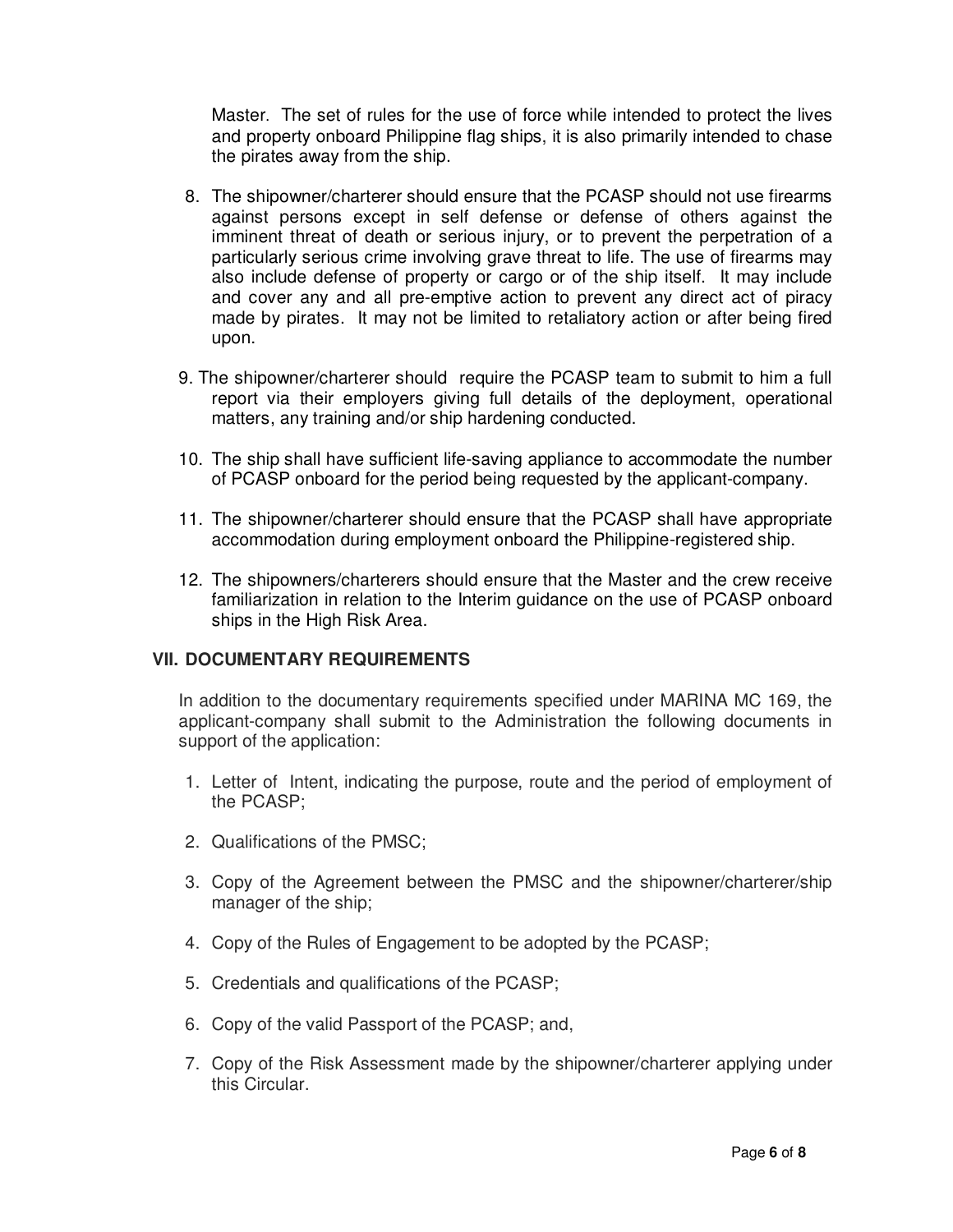Master. The set of rules for the use of force while intended to protect the lives and property onboard Philippine flag ships, it is also primarily intended to chase the pirates away from the ship.

8. The shipowner/charterer should ensure that the PCASP should not use firearms against persons except in self defense or defense of others against the imminent threat of death or serious injury, or to prevent the perpetration of a particularly serious crime involving grave threat to life. The use of firearms may also include defense of property or cargo or of the ship itself. It may include and cover any and all pre-emptive action to prevent any direct act of piracy made by pirates. It may not be limited to retaliatory action or after being fired upon.

9. The shipowner/charterer should require the PCASP team to submit to him a full report via their employers giving full details of the deployment, operational matters, any training and/or ship hardening conducted.

10. The ship shall have sufficient life-saving appliance to accommodate the number of PCASP onboard for the period being requested by the applicant-company.

11. The shipowner/charterer should ensure that the PCASP shall have appropriate accommodation during employment onboard the Philippine-registered ship.

12. The shipowners/charterers should ensure that the Master and the crew receive familiarization in relation to the Interim guidance on the use of PCASP onboard ships in the High Risk Area.

## VII. DOCUMENTARY REQUIREMENTS

In addition to the documentary requirements specified under MARINA MC 169, the applicant-company shall submit to the Administration the following documents in support of the application:

1. Letter of Intent, indicating the purpose, route and the period of employment of the PCASP;

2. Qualifications of the PMSC;

3. Copy of the Agreement between the PMSC and the shipowner/charterer/ship manager of the ship;

4. Copy of the Rules of Engagement to be adopted by the PCASP;

5. Credentials and qualifications of the PCASP;

6. Copy of the valid Passport of the PCASP; and,

7. Copy of the Risk Assessment made by the shipowner/charterer applying under this Circular.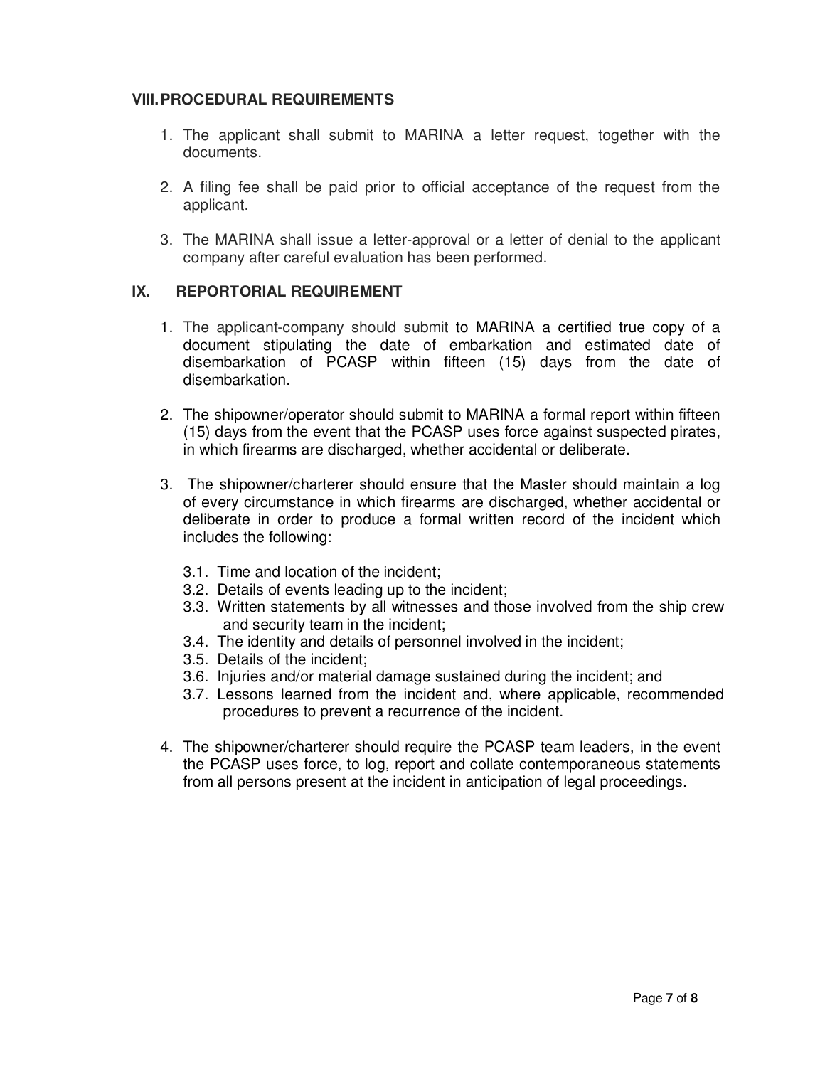## VIII. PROCEDURAL REQUIREMENTS

1. The applicant shall submit to MARINA a letter request, together with the documents.

2. A filing fee shall be paid prior to official acceptance of the request from the applicant.

3. The MARINA shall issue a letter-approval or a letter of denial to the applicant company after careful evaluation has been performed.

## IX. REPORTORIAL REQUIREMENT

1. The applicant-company should submit to MARINA a certified true copy of a document stipulating the date of embarkation and estimated date of disembarkation of PCASP within fifteen (15) days from the date of disembarkation.

2. The shipowner/operator should submit to MARINA a formal report within fifteen (15) days from the event that the PCASP uses force against suspected pirates, in which firearms are discharged, whether accidental or deliberate.

3. The shipowner/charterer should ensure that the Master should maintain a log of every circumstance in which firearms are discharged, whether accidental or deliberate in order to produce a formal written record of the incident which includes the following:

   3.1. Time and location of the incident;
   3.2. Details of events leading up to the incident;
   3.3. Written statements by all witnesses and those involved from the ship crew and security team in the incident;
   3.4. The identity and details of personnel involved in the incident;
   3.5. Details of the incident;
   3.6. Injuries and/or material damage sustained during the incident; and
   3.7. Lessons learned from the incident and, where applicable, recommended procedures to prevent a recurrence of the incident.

4. The shipowner/charterer should require the PCASP team leaders, in the event the PCASP uses force, to log, report and collate contemporaneous statements from all persons present at the incident in anticipation of legal proceedings.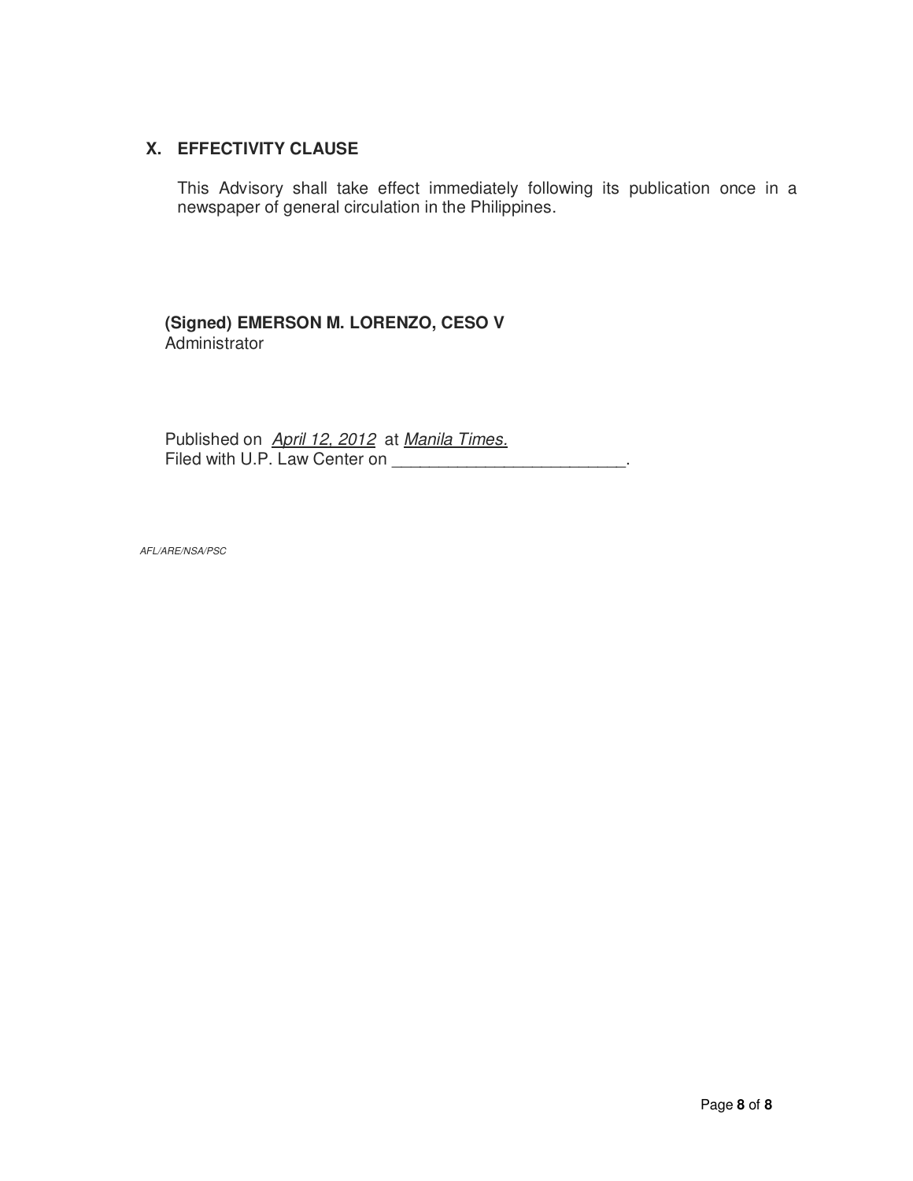## X. EFFECTIVITY CLAUSE

This Advisory shall take effect immediately following its publication once in a newspaper of general circulation in the Philippines.

**(Signed) EMERSON M. LORENZO, CESO V**
Administrator

Published on *April 12, 2012* at *Manila Times.*
Filed with U.P. Law Center on _________________________.

*AFL/ARE/NSA/PSC*